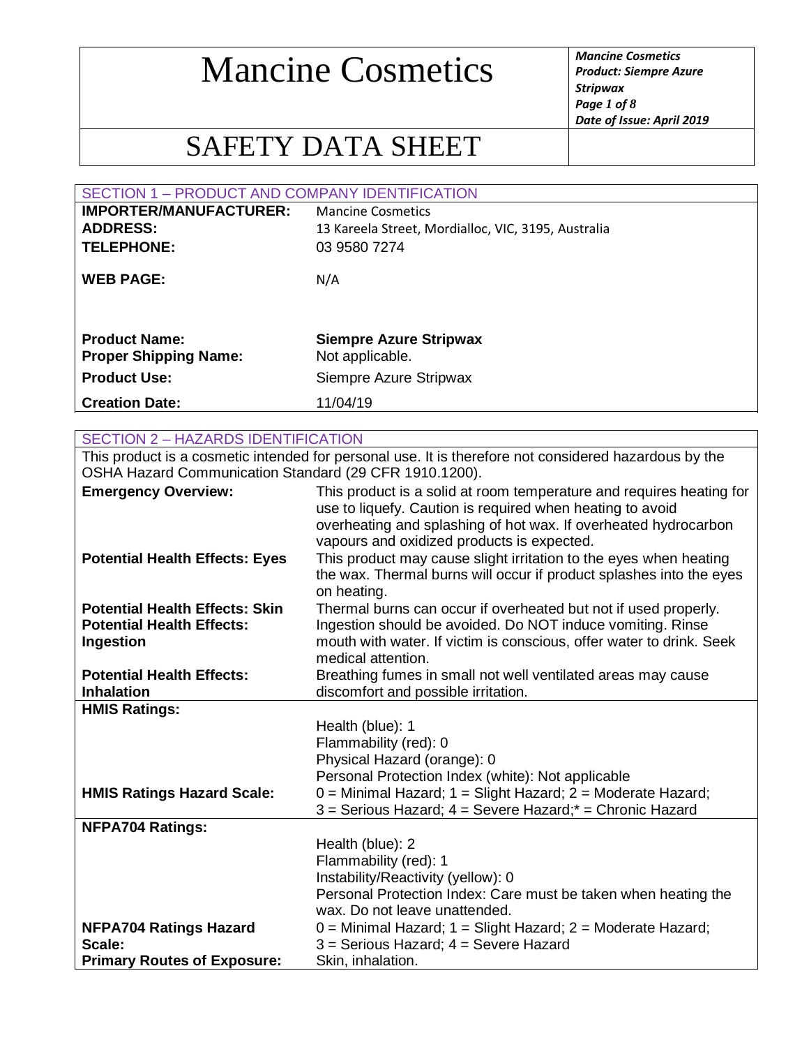# Mancine Cosmetics

# SAFETY DATA SHEET

## SECTION 1 – PRODUCT AND COMPANY IDENTIFICATION

| | |
|---|---|
| **IMPORTER/MANUFACTURER:** | Mancine Cosmetics |
| **ADDRESS:** | 13 Kareela Street, Mordialloc, VIC, 3195, Australia |
| **TELEPHONE:** | 03 9580 7274 |
| **WEB PAGE:** | N/A |
| **Product Name:** | **Siempre Azure Stripwax** |
| **Proper Shipping Name:** | Not applicable. |
| **Product Use:** | Siempre Azure Stripwax |
| **Creation Date:** | 11/04/19 |

## SECTION 2 – HAZARDS IDENTIFICATION

This product is a cosmetic intended for personal use. It is therefore not considered hazardous by the OSHA Hazard Communication Standard (29 CFR 1910.1200).

| | |
|---|---|
| **Emergency Overview:** | This product is a solid at room temperature and requires heating for use to liquefy. Caution is required when heating to avoid overheating and splashing of hot wax. If overheated hydrocarbon vapours and oxidized products is expected. |
| **Potential Health Effects: Eyes** | This product may cause slight irritation to the eyes when heating the wax. Thermal burns will occur if product splashes into the eyes on heating. |
| **Potential Health Effects: Skin** | Thermal burns can occur if overheated but not if used properly. |
| **Potential Health Effects: Ingestion** | Ingestion should be avoided. Do NOT induce vomiting. Rinse mouth with water. If victim is conscious, offer water to drink. Seek medical attention. |
| **Potential Health Effects: Inhalation** | Breathing fumes in small not well ventilated areas may cause discomfort and possible irritation. |
| **HMIS Ratings:** | Health (blue): 1<br>Flammability (red): 0<br>Physical Hazard (orange): 0<br>Personal Protection Index (white): Not applicable |
| **HMIS Ratings Hazard Scale:** | 0 = Minimal Hazard; 1 = Slight Hazard; 2 = Moderate Hazard; 3 = Serious Hazard; 4 = Severe Hazard;* = Chronic Hazard |
| **NFPA704 Ratings:** | Health (blue): 2<br>Flammability (red): 1<br>Instability/Reactivity (yellow): 0<br>Personal Protection Index: Care must be taken when heating the wax. Do not leave unattended. |
| **NFPA704 Ratings Hazard Scale:** | 0 = Minimal Hazard; 1 = Slight Hazard; 2 = Moderate Hazard; 3 = Serious Hazard; 4 = Severe Hazard |
| **Primary Routes of Exposure:** | Skin, inhalation. |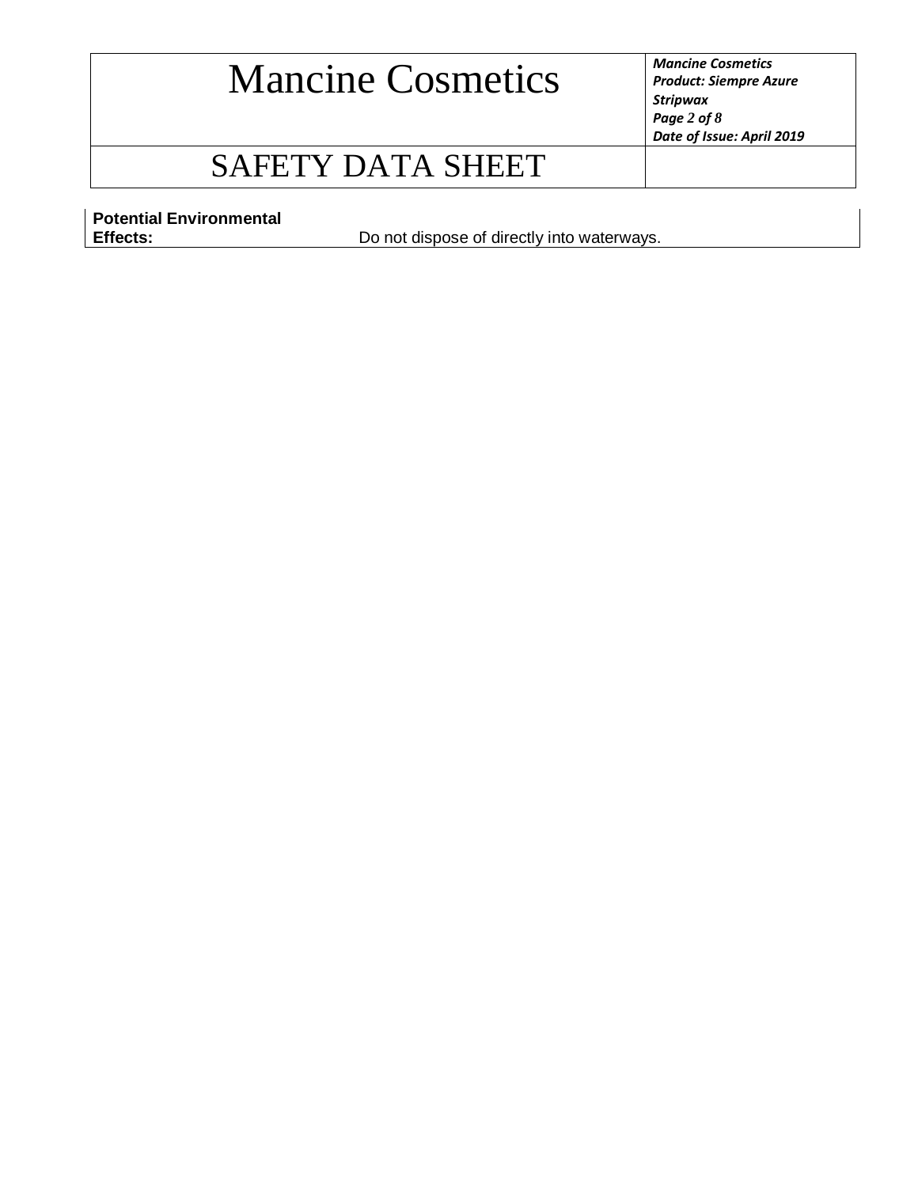| Potential Environmental Effects: | Do not dispose of directly into waterways. |
| --- | --- |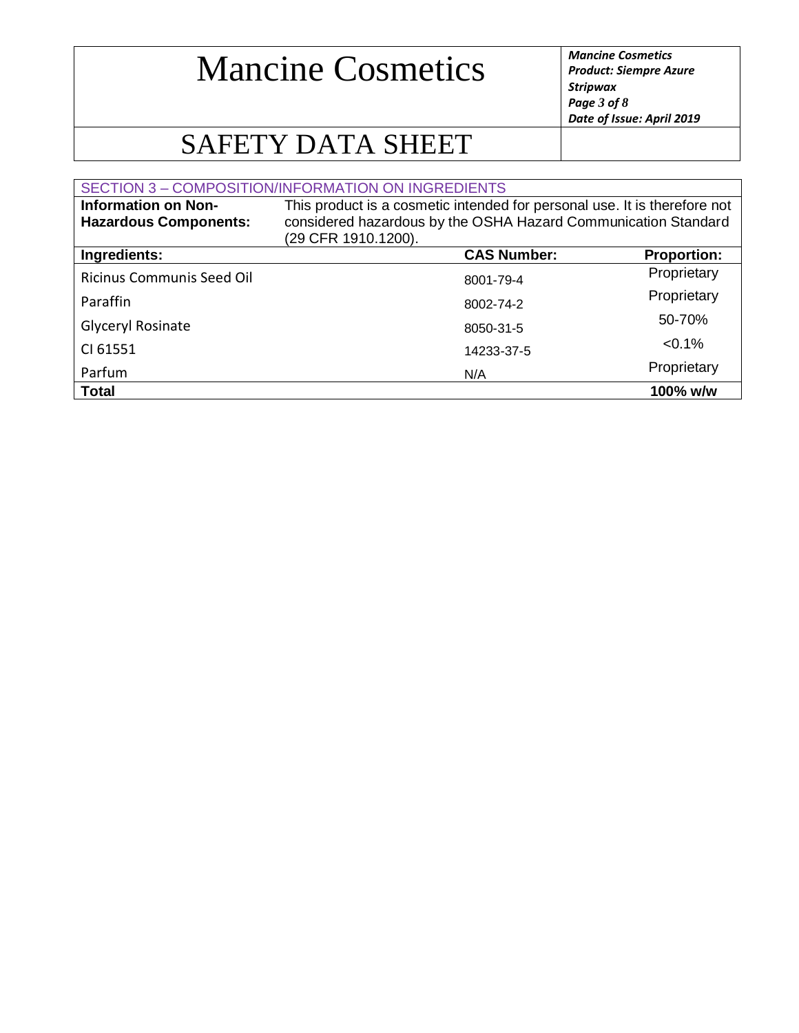# Mancine Cosmetics

# SAFETY DATA SHEET

## SECTION 3 – COMPOSITION/INFORMATION ON INGREDIENTS

| **Information on Non-Hazardous Components:** | This product is a cosmetic intended for personal use. It is therefore not considered hazardous by the OSHA Hazard Communication Standard (29 CFR 1910.1200). | |
|---|---|---|
| **Ingredients:** | **CAS Number:** | **Proportion:** |
| Ricinus Communis Seed Oil | 8001-79-4 | Proprietary |
| Paraffin | 8002-74-2 | Proprietary |
| Glyceryl Rosinate | 8050-31-5 | 50-70% |
| CI 61551 | 14233-37-5 | <0.1% |
| Parfum | N/A | Proprietary |
| **Total** | | **100% w/w** |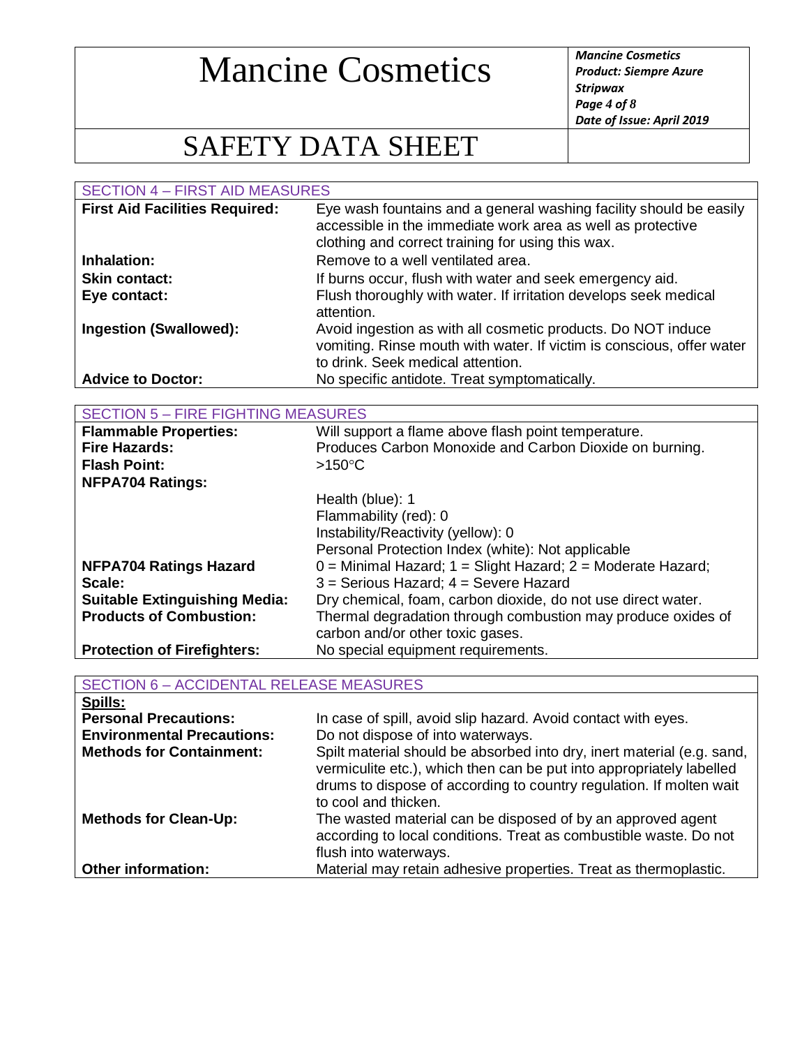## SECTION 4 – FIRST AID MEASURES

| | |
|---|---|
| **First Aid Facilities Required:** | Eye wash fountains and a general washing facility should be easily accessible in the immediate work area as well as protective clothing and correct training for using this wax. |
| **Inhalation:** | Remove to a well ventilated area. |
| **Skin contact:** | If burns occur, flush with water and seek emergency aid. |
| **Eye contact:** | Flush thoroughly with water. If irritation develops seek medical attention. |
| **Ingestion (Swallowed):** | Avoid ingestion as with all cosmetic products. Do NOT induce vomiting. Rinse mouth with water. If victim is conscious, offer water to drink. Seek medical attention. |
| **Advice to Doctor:** | No specific antidote. Treat symptomatically. |

## SECTION 5 – FIRE FIGHTING MEASURES

| | |
|---|---|
| **Flammable Properties:** | Will support a flame above flash point temperature. |
| **Fire Hazards:** | Produces Carbon Monoxide and Carbon Dioxide on burning. |
| **Flash Point:** | >150°C |
| **NFPA704 Ratings:** | Health (blue): 1<br>Flammability (red): 0<br>Instability/Reactivity (yellow): 0<br>Personal Protection Index (white): Not applicable |
| **NFPA704 Ratings Hazard Scale:** | 0 = Minimal Hazard; 1 = Slight Hazard; 2 = Moderate Hazard; 3 = Serious Hazard; 4 = Severe Hazard |
| **Suitable Extinguishing Media:** | Dry chemical, foam, carbon dioxide, do not use direct water. |
| **Products of Combustion:** | Thermal degradation through combustion may produce oxides of carbon and/or other toxic gases. |
| **Protection of Firefighters:** | No special equipment requirements. |

## SECTION 6 – ACCIDENTAL RELEASE MEASURES

**Spills:**

| | |
|---|---|
| **Personal Precautions:** | In case of spill, avoid slip hazard. Avoid contact with eyes. |
| **Environmental Precautions:** | Do not dispose of into waterways. |
| **Methods for Containment:** | Spilt material should be absorbed into dry, inert material (e.g. sand, vermiculite etc.), which then can be put into appropriately labelled drums to dispose of according to country regulation. If molten wait to cool and thicken. |
| **Methods for Clean-Up:** | The wasted material can be disposed of by an approved agent according to local conditions. Treat as combustible waste. Do not flush into waterways. |
| **Other information:** | Material may retain adhesive properties. Treat as thermoplastic. |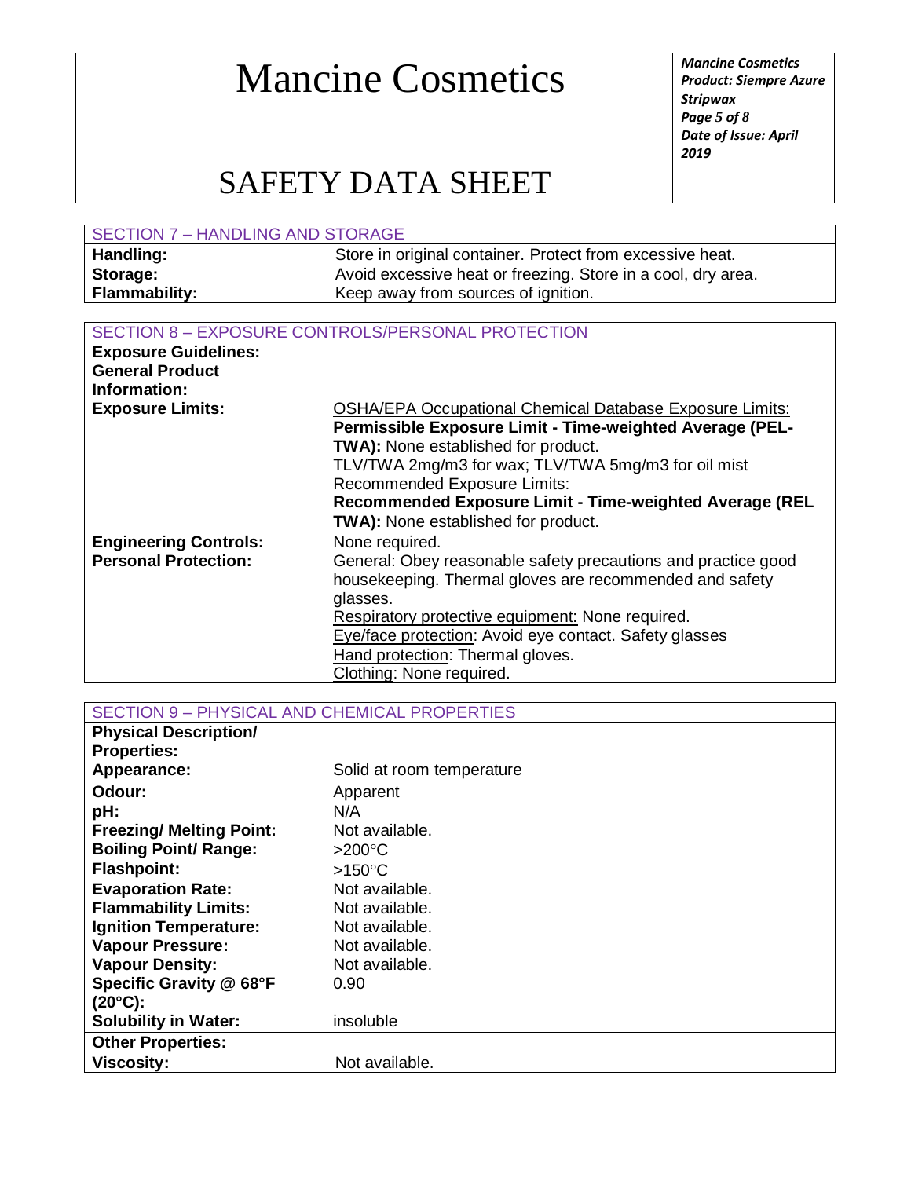## SECTION 7 – HANDLING AND STORAGE

| | |
|---|---|
| **Handling:** | Store in original container. Protect from excessive heat. |
| **Storage:** | Avoid excessive heat or freezing. Store in a cool, dry area. |
| **Flammability:** | Keep away from sources of ignition. |

## SECTION 8 – EXPOSURE CONTROLS/PERSONAL PROTECTION

| | |
|---|---|
| **Exposure Guidelines:** | |
| **General Product Information:** | |
| **Exposure Limits:** | OSHA/EPA Occupational Chemical Database Exposure Limits:<br>**Permissible Exposure Limit - Time-weighted Average (PEL-TWA):** None established for product.<br>TLV/TWA 2mg/m3 for wax; TLV/TWA 5mg/m3 for oil mist<br>Recommended Exposure Limits:<br>**Recommended Exposure Limit - Time-weighted Average (REL TWA):** None established for product. |
| **Engineering Controls:** | None required. |
| **Personal Protection:** | General: Obey reasonable safety precautions and practice good housekeeping. Thermal gloves are recommended and safety glasses.<br>Respiratory protective equipment: None required.<br>Eye/face protection: Avoid eye contact. Safety glasses<br>Hand protection: Thermal gloves.<br>Clothing: None required. |

## SECTION 9 – PHYSICAL AND CHEMICAL PROPERTIES

| | |
|---|---|
| **Physical Description/ Properties:** | |
| **Appearance:** | Solid at room temperature |
| **Odour:** | Apparent |
| **pH:** | N/A |
| **Freezing/ Melting Point:** | Not available. |
| **Boiling Point/ Range:** | >200°C |
| **Flashpoint:** | >150°C |
| **Evaporation Rate:** | Not available. |
| **Flammability Limits:** | Not available. |
| **Ignition Temperature:** | Not available. |
| **Vapour Pressure:** | Not available. |
| **Vapour Density:** | Not available. |
| **Specific Gravity @ 68°F (20°C):** | 0.90 |
| **Solubility in Water:** | insoluble |
| **Other Properties:** | |
| **Viscosity:** | Not available. |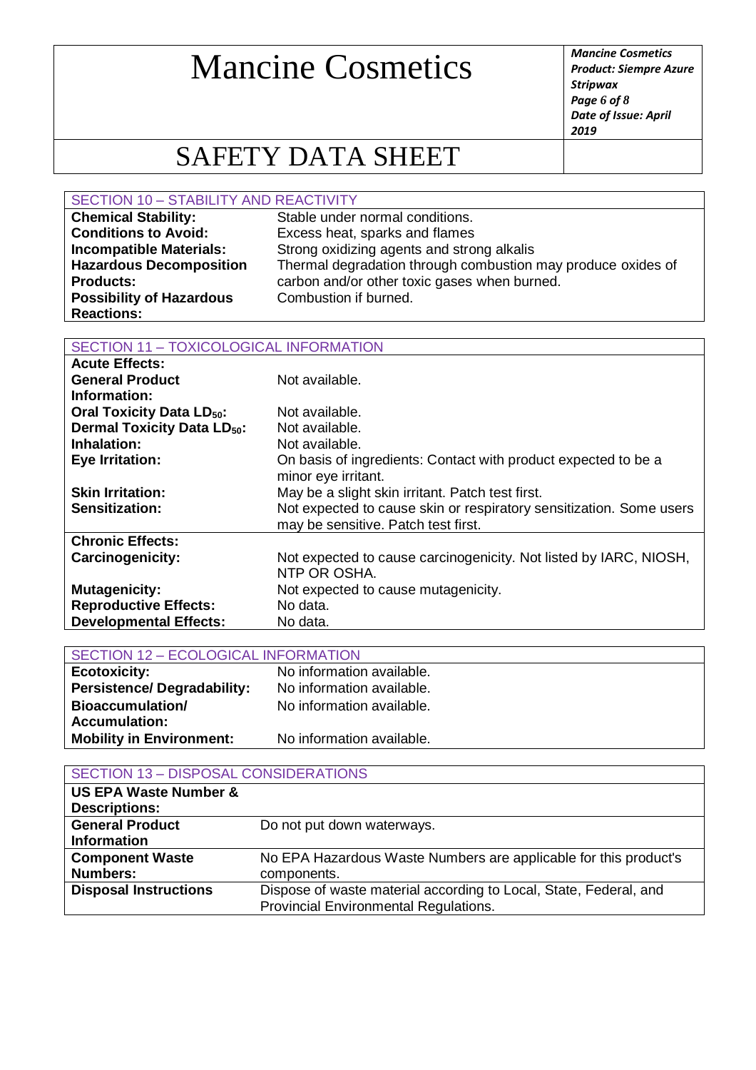# Mancine Cosmetics

## SAFETY DATA SHEET

| SECTION 10 – STABILITY AND REACTIVITY | |
|---|---|
| **Chemical Stability:** | Stable under normal conditions. |
| **Conditions to Avoid:** | Excess heat, sparks and flames |
| **Incompatible Materials:** | Strong oxidizing agents and strong alkalis |
| **Hazardous Decomposition Products:** | Thermal degradation through combustion may produce oxides of carbon and/or other toxic gases when burned. |
| **Possibility of Hazardous Reactions:** | Combustion if burned. |

| SECTION 11 – TOXICOLOGICAL INFORMATION | |
|---|---|
| **Acute Effects:** | |
| **General Product Information:** | Not available. |
| **Oral Toxicity Data $LD_{50}$:** | Not available. |
| **Dermal Toxicity Data $LD_{50}$:** | Not available. |
| **Inhalation:** | Not available. |
| **Eye Irritation:** | On basis of ingredients: Contact with product expected to be a minor eye irritant. |
| **Skin Irritation:** | May be a slight skin irritant. Patch test first. |
| **Sensitization:** | Not expected to cause skin or respiratory sensitization. Some users may be sensitive. Patch test first. |
| **Chronic Effects:** | |
| **Carcinogenicity:** | Not expected to cause carcinogenicity. Not listed by IARC, NIOSH, NTP OR OSHA. |
| **Mutagenicity:** | Not expected to cause mutagenicity. |
| **Reproductive Effects:** | No data. |
| **Developmental Effects:** | No data. |

| SECTION 12 – ECOLOGICAL INFORMATION | |
|---|---|
| **Ecotoxicity:** | No information available. |
| **Persistence/ Degradability:** | No information available. |
| **Bioaccumulation/ Accumulation:** | No information available. |
| **Mobility in Environment:** | No information available. |

| SECTION 13 – DISPOSAL CONSIDERATIONS | |
|---|---|
| **US EPA Waste Number & Descriptions:** | |
| **General Product Information** | Do not put down waterways. |
| **Component Waste Numbers:** | No EPA Hazardous Waste Numbers are applicable for this product's components. |
| **Disposal Instructions** | Dispose of waste material according to Local, State, Federal, and Provincial Environmental Regulations. |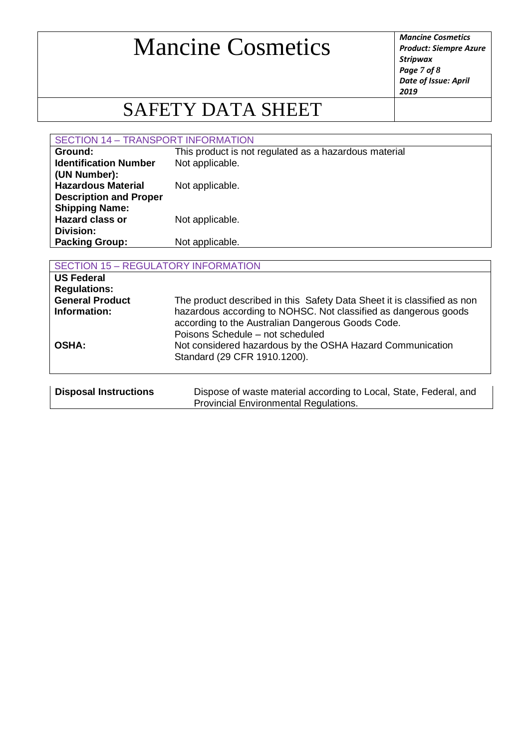## SECTION 14 – TRANSPORT INFORMATION

| | |
|---|---|
| **Ground:** | This product is not regulated as a hazardous material |
| **Identification Number (UN Number):** | Not applicable. |
| **Hazardous Material Description and Proper Shipping Name:** | Not applicable. |
| **Hazard class or Division:** | Not applicable. |
| **Packing Group:** | Not applicable. |

## SECTION 15 – REGULATORY INFORMATION

| | |
|---|---|
| **US Federal Regulations:** | |
| **General Product Information:** | The product described in this Safety Data Sheet it is classified as non hazardous according to NOHSC. Not classified as dangerous goods according to the Australian Dangerous Goods Code. Poisons Schedule – not scheduled |
| **OSHA:** | Not considered hazardous by the OSHA Hazard Communication Standard (29 CFR 1910.1200). |

| | |
|---|---|
| **Disposal Instructions** | Dispose of waste material according to Local, State, Federal, and Provincial Environmental Regulations. |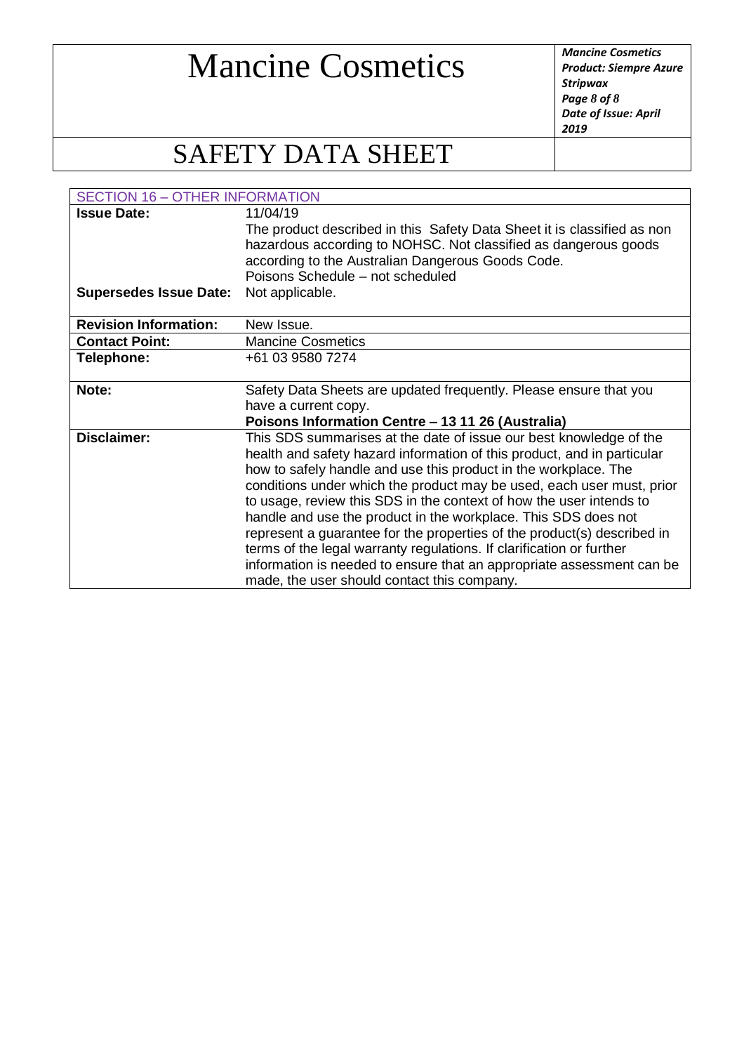| SECTION 16 – OTHER INFORMATION | |
|---|---|
| **Issue Date:** | 11/04/19<br>The product described in this Safety Data Sheet it is classified as non hazardous according to NOHSC. Not classified as dangerous goods according to the Australian Dangerous Goods Code.<br>Poisons Schedule – not scheduled |
| **Supersedes Issue Date:** | Not applicable. |
| **Revision Information:** | New Issue. |
| **Contact Point:** | Mancine Cosmetics |
| **Telephone:** | +61 03 9580 7274 |
| **Note:** | Safety Data Sheets are updated frequently. Please ensure that you have a current copy.<br>**Poisons Information Centre – 13 11 26 (Australia)** |
| **Disclaimer:** | This SDS summarises at the date of issue our best knowledge of the health and safety hazard information of this product, and in particular how to safely handle and use this product in the workplace. The conditions under which the product may be used, each user must, prior to usage, review this SDS in the context of how the user intends to handle and use the product in the workplace. This SDS does not represent a guarantee for the properties of the product(s) described in terms of the legal warranty regulations. If clarification or further information is needed to ensure that an appropriate assessment can be made, the user should contact this company. |